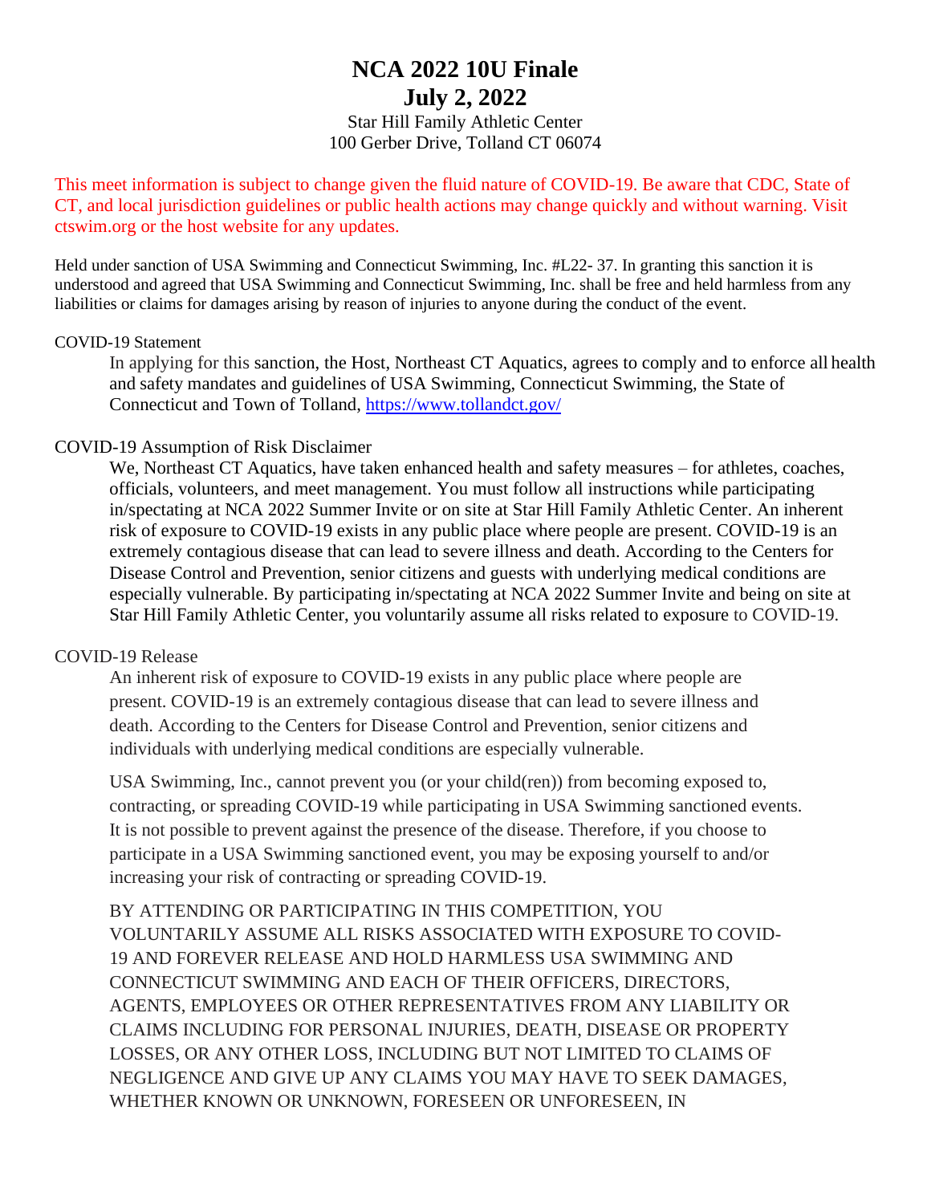# NCA 2022 10U Finale
# July 2, 2022

Star Hill Family Athletic Center
100 Gerber Drive, Tolland CT 06074

This meet information is subject to change given the fluid nature of COVID-19. Be aware that CDC, State of CT, and local jurisdiction guidelines or public health actions may change quickly and without warning. Visit ctswim.org or the host website for any updates.

Held under sanction of USA Swimming and Connecticut Swimming, Inc. #L22- 37. In granting this sanction it is understood and agreed that USA Swimming and Connecticut Swimming, Inc. shall be free and held harmless from any liabilities or claims for damages arising by reason of injuries to anyone during the conduct of the event.

COVID-19 Statement

In applying for this sanction, the Host, Northeast CT Aquatics, agrees to comply and to enforce all health and safety mandates and guidelines of USA Swimming, Connecticut Swimming, the State of Connecticut and Town of Tolland, https://www.tollandct.gov/

COVID-19 Assumption of Risk Disclaimer

We, Northeast CT Aquatics, have taken enhanced health and safety measures – for athletes, coaches, officials, volunteers, and meet management. You must follow all instructions while participating in/spectating at NCA 2022 Summer Invite or on site at Star Hill Family Athletic Center. An inherent risk of exposure to COVID-19 exists in any public place where people are present. COVID-19 is an extremely contagious disease that can lead to severe illness and death. According to the Centers for Disease Control and Prevention, senior citizens and guests with underlying medical conditions are especially vulnerable. By participating in/spectating at NCA 2022 Summer Invite and being on site at Star Hill Family Athletic Center, you voluntarily assume all risks related to exposure to COVID-19.

COVID-19 Release

An inherent risk of exposure to COVID-19 exists in any public place where people are present. COVID-19 is an extremely contagious disease that can lead to severe illness and death. According to the Centers for Disease Control and Prevention, senior citizens and individuals with underlying medical conditions are especially vulnerable.

USA Swimming, Inc., cannot prevent you (or your child(ren)) from becoming exposed to, contracting, or spreading COVID-19 while participating in USA Swimming sanctioned events. It is not possible to prevent against the presence of the disease. Therefore, if you choose to participate in a USA Swimming sanctioned event, you may be exposing yourself to and/or increasing your risk of contracting or spreading COVID-19.

BY ATTENDING OR PARTICIPATING IN THIS COMPETITION, YOU VOLUNTARILY ASSUME ALL RISKS ASSOCIATED WITH EXPOSURE TO COVID-19 AND FOREVER RELEASE AND HOLD HARMLESS USA SWIMMING AND CONNECTICUT SWIMMING AND EACH OF THEIR OFFICERS, DIRECTORS, AGENTS, EMPLOYEES OR OTHER REPRESENTATIVES FROM ANY LIABILITY OR CLAIMS INCLUDING FOR PERSONAL INJURIES, DEATH, DISEASE OR PROPERTY LOSSES, OR ANY OTHER LOSS, INCLUDING BUT NOT LIMITED TO CLAIMS OF NEGLIGENCE AND GIVE UP ANY CLAIMS YOU MAY HAVE TO SEEK DAMAGES, WHETHER KNOWN OR UNKNOWN, FORESEEN OR UNFORESEEN, IN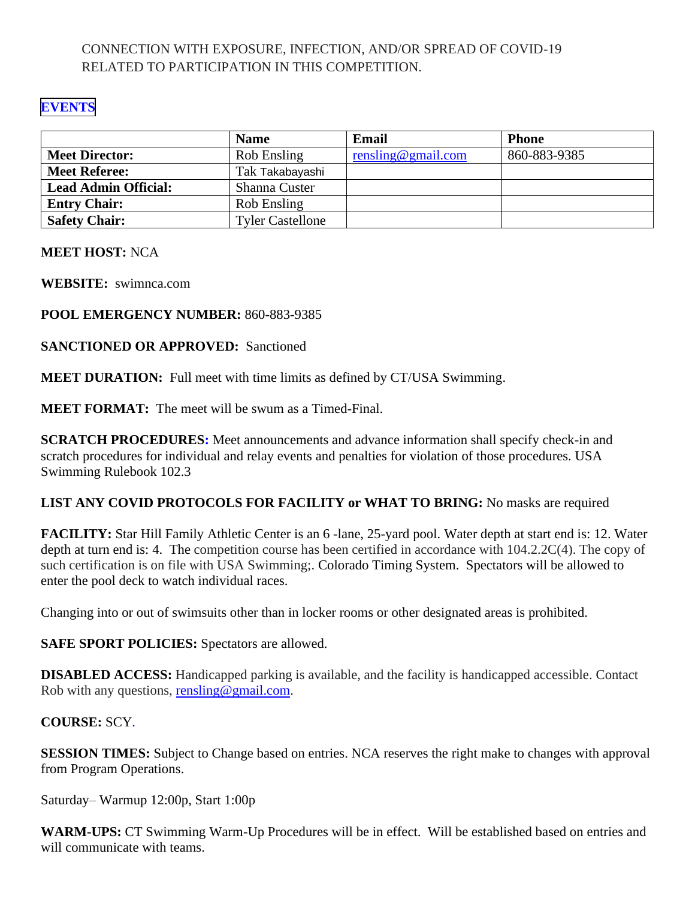CONNECTION WITH EXPOSURE, INFECTION, AND/OR SPREAD OF COVID-19 RELATED TO PARTICIPATION IN THIS COMPETITION.

**EVENTS**

| | Name | Email | Phone |
|---|---|---|---|
| **Meet Director:** | Rob Ensling | rensling@gmail.com | 860-883-9385 |
| **Meet Referee:** | Tak Takabayashi | | |
| **Lead Admin Official:** | Shanna Custer | | |
| **Entry Chair:** | Rob Ensling | | |
| **Safety Chair:** | Tyler Castellone | | |

**MEET HOST:** NCA

**WEBSITE:** swimnca.com

**POOL EMERGENCY NUMBER:** 860-883-9385

**SANCTIONED OR APPROVED:** Sanctioned

**MEET DURATION:** Full meet with time limits as defined by CT/USA Swimming.

**MEET FORMAT:** The meet will be swum as a Timed-Final.

**SCRATCH PROCEDURES:** Meet announcements and advance information shall specify check-in and scratch procedures for individual and relay events and penalties for violation of those procedures. USA Swimming Rulebook 102.3

**LIST ANY COVID PROTOCOLS FOR FACILITY or WHAT TO BRING:** No masks are required

**FACILITY:** Star Hill Family Athletic Center is an 6 -lane, 25-yard pool. Water depth at start end is: 12. Water depth at turn end is: 4. The competition course has been certified in accordance with 104.2.2C(4). The copy of such certification is on file with USA Swimming;. Colorado Timing System. Spectators will be allowed to enter the pool deck to watch individual races.

Changing into or out of swimsuits other than in locker rooms or other designated areas is prohibited.

**SAFE SPORT POLICIES:** Spectators are allowed.

**DISABLED ACCESS:** Handicapped parking is available, and the facility is handicapped accessible. Contact Rob with any questions, rensling@gmail.com.

**COURSE:** SCY.

**SESSION TIMES:** Subject to Change based on entries. NCA reserves the right make to changes with approval from Program Operations.

Saturday– Warmup 12:00p, Start 1:00p

**WARM-UPS:** CT Swimming Warm-Up Procedures will be in effect. Will be established based on entries and will communicate with teams.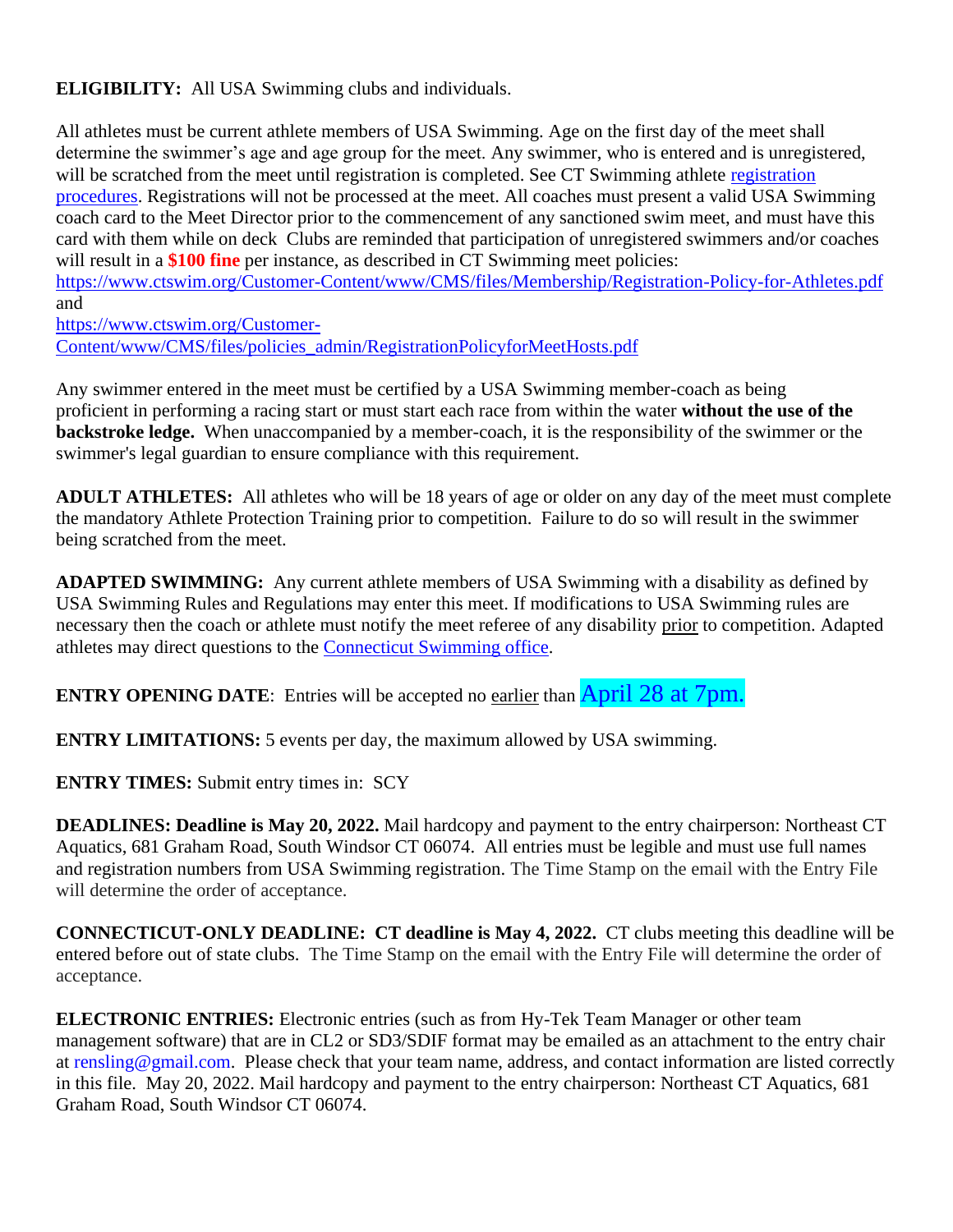**ELIGIBILITY:** All USA Swimming clubs and individuals.

All athletes must be current athlete members of USA Swimming. Age on the first day of the meet shall determine the swimmer's age and age group for the meet. Any swimmer, who is entered and is unregistered, will be scratched from the meet until registration is completed. See CT Swimming athlete [registration procedures](). Registrations will not be processed at the meet. All coaches must present a valid USA Swimming coach card to the Meet Director prior to the commencement of any sanctioned swim meet, and must have this card with them while on deck Clubs are reminded that participation of unregistered swimmers and/or coaches will result in a **$100 fine** per instance, as described in CT Swimming meet policies: https://www.ctswim.org/Customer-Content/www/CMS/files/Membership/Registration-Policy-for-Athletes.pdf and https://www.ctswim.org/Customer-Content/www/CMS/files/policies_admin/RegistrationPolicyforMeetHosts.pdf

Any swimmer entered in the meet must be certified by a USA Swimming member-coach as being proficient in performing a racing start or must start each race from within the water **without the use of the backstroke ledge.** When unaccompanied by a member-coach, it is the responsibility of the swimmer or the swimmer's legal guardian to ensure compliance with this requirement.

**ADULT ATHLETES:** All athletes who will be 18 years of age or older on any day of the meet must complete the mandatory Athlete Protection Training prior to competition. Failure to do so will result in the swimmer being scratched from the meet.

**ADAPTED SWIMMING:** Any current athlete members of USA Swimming with a disability as defined by USA Swimming Rules and Regulations may enter this meet. If modifications to USA Swimming rules are necessary then the coach or athlete must notify the meet referee of any disability prior to competition. Adapted athletes may direct questions to the Connecticut Swimming office.

**ENTRY OPENING DATE**: Entries will be accepted no earlier than April 28 at 7pm.

**ENTRY LIMITATIONS:** 5 events per day, the maximum allowed by USA swimming.

**ENTRY TIMES:** Submit entry times in: SCY

**DEADLINES: Deadline is May 20, 2022.** Mail hardcopy and payment to the entry chairperson: Northeast CT Aquatics, 681 Graham Road, South Windsor CT 06074. All entries must be legible and must use full names and registration numbers from USA Swimming registration. The Time Stamp on the email with the Entry File will determine the order of acceptance.

**CONNECTICUT-ONLY DEADLINE: CT deadline is May 4, 2022.** CT clubs meeting this deadline will be entered before out of state clubs. The Time Stamp on the email with the Entry File will determine the order of acceptance.

**ELECTRONIC ENTRIES:** Electronic entries (such as from Hy-Tek Team Manager or other team management software) that are in CL2 or SD3/SDIF format may be emailed as an attachment to the entry chair at rensling@gmail.com. Please check that your team name, address, and contact information are listed correctly in this file. May 20, 2022. Mail hardcopy and payment to the entry chairperson: Northeast CT Aquatics, 681 Graham Road, South Windsor CT 06074.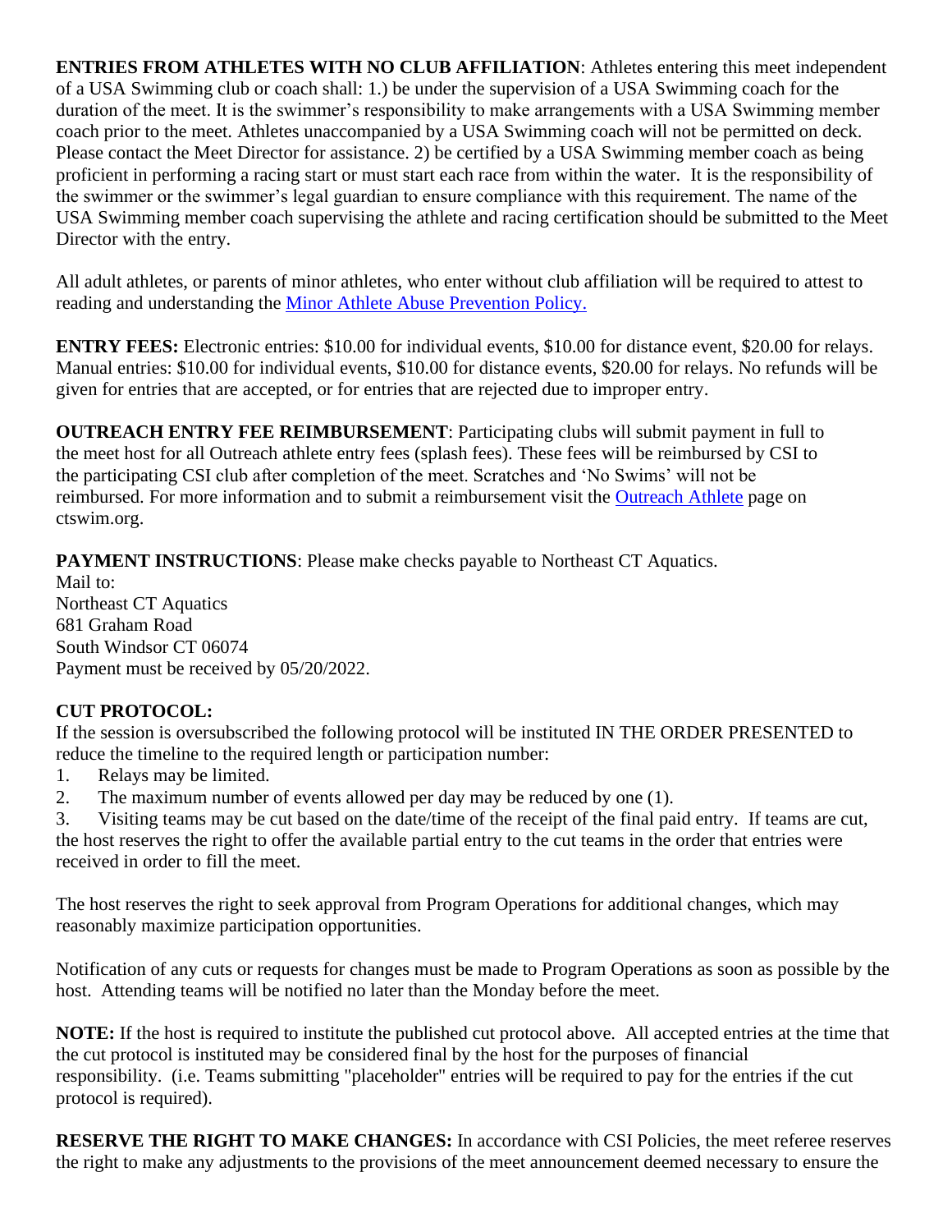**ENTRIES FROM ATHLETES WITH NO CLUB AFFILIATION**: Athletes entering this meet independent of a USA Swimming club or coach shall: 1.) be under the supervision of a USA Swimming coach for the duration of the meet. It is the swimmer's responsibility to make arrangements with a USA Swimming member coach prior to the meet. Athletes unaccompanied by a USA Swimming coach will not be permitted on deck. Please contact the Meet Director for assistance. 2) be certified by a USA Swimming member coach as being proficient in performing a racing start or must start each race from within the water. It is the responsibility of the swimmer or the swimmer's legal guardian to ensure compliance with this requirement. The name of the USA Swimming member coach supervising the athlete and racing certification should be submitted to the Meet Director with the entry.

All adult athletes, or parents of minor athletes, who enter without club affiliation will be required to attest to reading and understanding the Minor Athlete Abuse Prevention Policy.

**ENTRY FEES:** Electronic entries: $10.00 for individual events, $10.00 for distance event, $20.00 for relays. Manual entries: $10.00 for individual events, $10.00 for distance events, $20.00 for relays. No refunds will be given for entries that are accepted, or for entries that are rejected due to improper entry.

**OUTREACH ENTRY FEE REIMBURSEMENT**: Participating clubs will submit payment in full to the meet host for all Outreach athlete entry fees (splash fees). These fees will be reimbursed by CSI to the participating CSI club after completion of the meet. Scratches and 'No Swims' will not be reimbursed. For more information and to submit a reimbursement visit the Outreach Athlete page on ctswim.org.

**PAYMENT INSTRUCTIONS**: Please make checks payable to Northeast CT Aquatics.
Mail to:
Northeast CT Aquatics
681 Graham Road
South Windsor CT 06074
Payment must be received by 05/20/2022.

**CUT PROTOCOL:**
If the session is oversubscribed the following protocol will be instituted IN THE ORDER PRESENTED to reduce the timeline to the required length or participation number:

1. Relays may be limited.
2. The maximum number of events allowed per day may be reduced by one (1).
3. Visiting teams may be cut based on the date/time of the receipt of the final paid entry. If teams are cut, the host reserves the right to offer the available partial entry to the cut teams in the order that entries were received in order to fill the meet.

The host reserves the right to seek approval from Program Operations for additional changes, which may reasonably maximize participation opportunities.

Notification of any cuts or requests for changes must be made to Program Operations as soon as possible by the host. Attending teams will be notified no later than the Monday before the meet.

**NOTE:** If the host is required to institute the published cut protocol above. All accepted entries at the time that the cut protocol is instituted may be considered final by the host for the purposes of financial responsibility. (i.e. Teams submitting "placeholder" entries will be required to pay for the entries if the cut protocol is required).

**RESERVE THE RIGHT TO MAKE CHANGES:** In accordance with CSI Policies, the meet referee reserves the right to make any adjustments to the provisions of the meet announcement deemed necessary to ensure the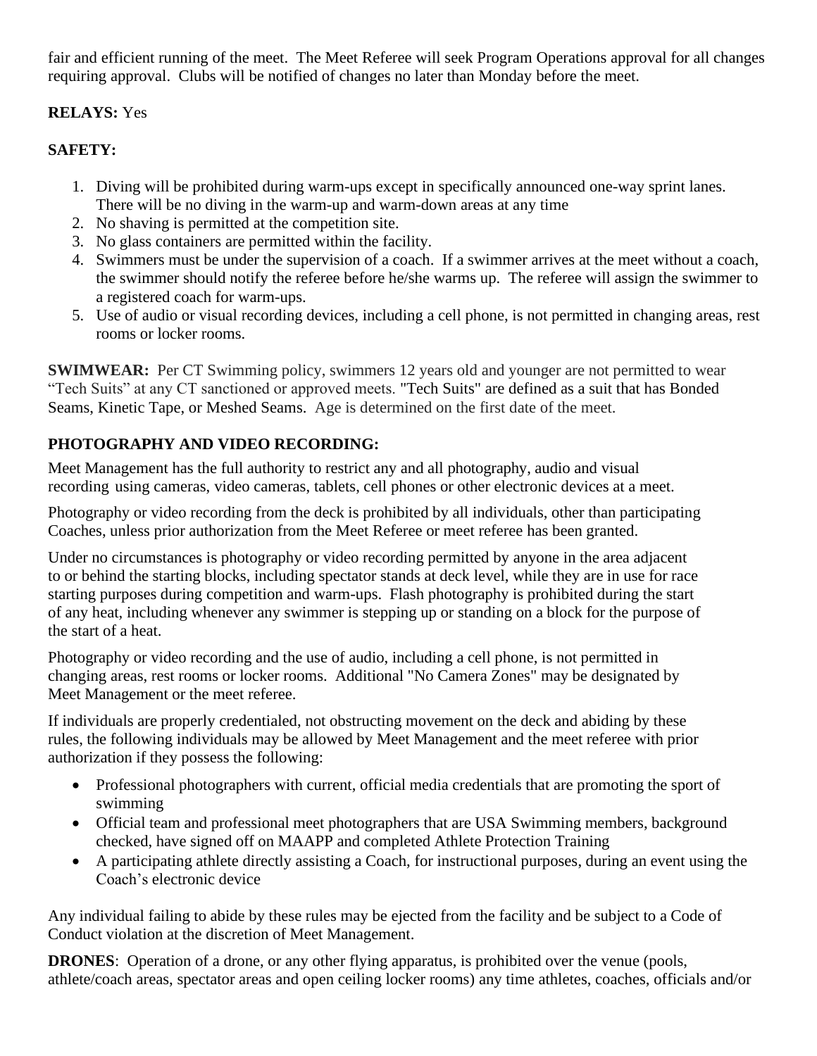fair and efficient running of the meet. The Meet Referee will seek Program Operations approval for all changes requiring approval. Clubs will be notified of changes no later than Monday before the meet.

**RELAYS:** Yes

**SAFETY:**

1. Diving will be prohibited during warm-ups except in specifically announced one-way sprint lanes. There will be no diving in the warm-up and warm-down areas at any time
2. No shaving is permitted at the competition site.
3. No glass containers are permitted within the facility.
4. Swimmers must be under the supervision of a coach. If a swimmer arrives at the meet without a coach, the swimmer should notify the referee before he/she warms up. The referee will assign the swimmer to a registered coach for warm-ups.
5. Use of audio or visual recording devices, including a cell phone, is not permitted in changing areas, rest rooms or locker rooms.

**SWIMWEAR:** Per CT Swimming policy, swimmers 12 years old and younger are not permitted to wear "Tech Suits" at any CT sanctioned or approved meets. "Tech Suits" are defined as a suit that has Bonded Seams, Kinetic Tape, or Meshed Seams. Age is determined on the first date of the meet.

**PHOTOGRAPHY AND VIDEO RECORDING:**

Meet Management has the full authority to restrict any and all photography, audio and visual recording using cameras, video cameras, tablets, cell phones or other electronic devices at a meet.

Photography or video recording from the deck is prohibited by all individuals, other than participating Coaches, unless prior authorization from the Meet Referee or meet referee has been granted.

Under no circumstances is photography or video recording permitted by anyone in the area adjacent to or behind the starting blocks, including spectator stands at deck level, while they are in use for race starting purposes during competition and warm-ups. Flash photography is prohibited during the start of any heat, including whenever any swimmer is stepping up or standing on a block for the purpose of the start of a heat.

Photography or video recording and the use of audio, including a cell phone, is not permitted in changing areas, rest rooms or locker rooms. Additional "No Camera Zones" may be designated by Meet Management or the meet referee.

If individuals are properly credentialed, not obstructing movement on the deck and abiding by these rules, the following individuals may be allowed by Meet Management and the meet referee with prior authorization if they possess the following:

- Professional photographers with current, official media credentials that are promoting the sport of swimming
- Official team and professional meet photographers that are USA Swimming members, background checked, have signed off on MAAPP and completed Athlete Protection Training
- A participating athlete directly assisting a Coach, for instructional purposes, during an event using the Coach's electronic device

Any individual failing to abide by these rules may be ejected from the facility and be subject to a Code of Conduct violation at the discretion of Meet Management.

**DRONES**: Operation of a drone, or any other flying apparatus, is prohibited over the venue (pools, athlete/coach areas, spectator areas and open ceiling locker rooms) any time athletes, coaches, officials and/or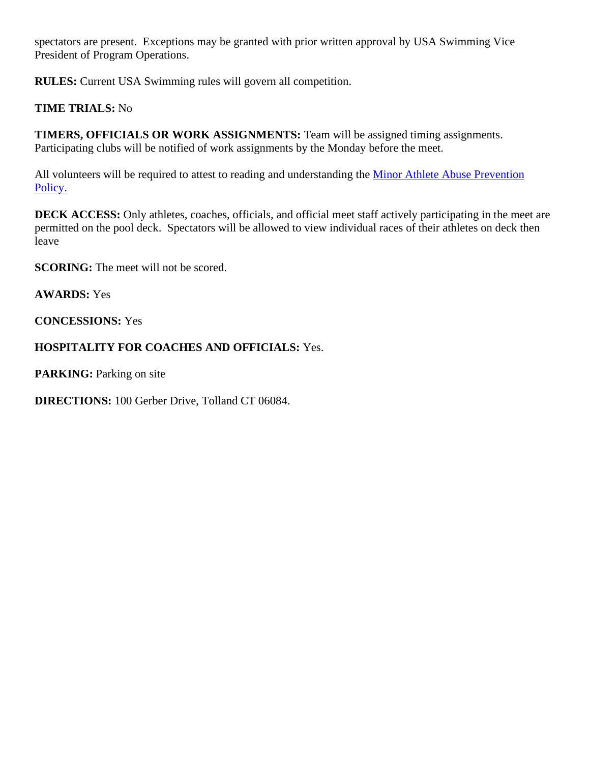spectators are present. Exceptions may be granted with prior written approval by USA Swimming Vice President of Program Operations.

**RULES:** Current USA Swimming rules will govern all competition.

**TIME TRIALS:** No

**TIMERS, OFFICIALS OR WORK ASSIGNMENTS:** Team will be assigned timing assignments. Participating clubs will be notified of work assignments by the Monday before the meet.

All volunteers will be required to attest to reading and understanding the [Minor Athlete Abuse Prevention Policy.]()

**DECK ACCESS:** Only athletes, coaches, officials, and official meet staff actively participating in the meet are permitted on the pool deck. Spectators will be allowed to view individual races of their athletes on deck then leave

**SCORING:** The meet will not be scored.

**AWARDS:** Yes

**CONCESSIONS:** Yes

**HOSPITALITY FOR COACHES AND OFFICIALS:** Yes.

**PARKING:** Parking on site

**DIRECTIONS:** 100 Gerber Drive, Tolland CT 06084.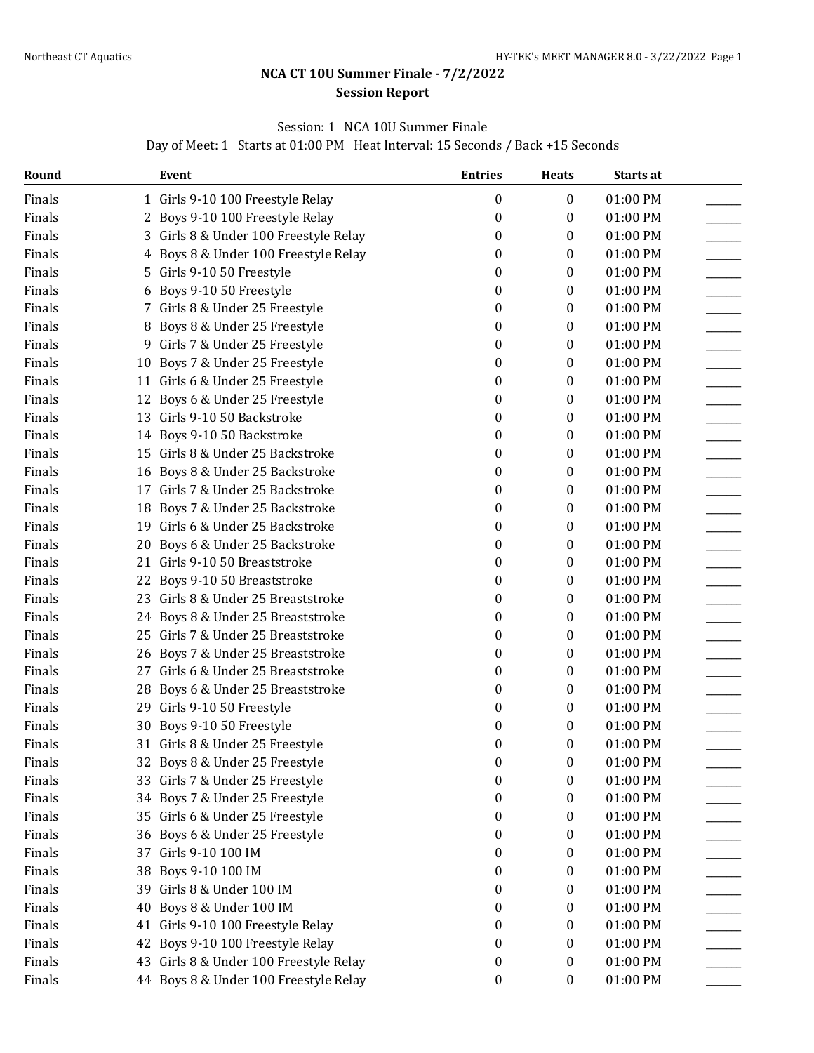# NCA CT 10U Summer Finale - 7/2/2022

## Session Report

Session: 1 NCA 10U Summer Finale

Day of Meet: 1 Starts at 01:00 PM Heat Interval: 15 Seconds / Back +15 Seconds

| Round | Event | Entries | Heats | Starts at | |
|---|---|---|---|---|---|
| Finals | 1 Girls 9-10 100 Freestyle Relay | 0 | 0 | 01:00 PM | ______ |
| Finals | 2 Boys 9-10 100 Freestyle Relay | 0 | 0 | 01:00 PM | ______ |
| Finals | 3 Girls 8 & Under 100 Freestyle Relay | 0 | 0 | 01:00 PM | ______ |
| Finals | 4 Boys 8 & Under 100 Freestyle Relay | 0 | 0 | 01:00 PM | ______ |
| Finals | 5 Girls 9-10 50 Freestyle | 0 | 0 | 01:00 PM | ______ |
| Finals | 6 Boys 9-10 50 Freestyle | 0 | 0 | 01:00 PM | ______ |
| Finals | 7 Girls 8 & Under 25 Freestyle | 0 | 0 | 01:00 PM | ______ |
| Finals | 8 Boys 8 & Under 25 Freestyle | 0 | 0 | 01:00 PM | ______ |
| Finals | 9 Girls 7 & Under 25 Freestyle | 0 | 0 | 01:00 PM | ______ |
| Finals | 10 Boys 7 & Under 25 Freestyle | 0 | 0 | 01:00 PM | ______ |
| Finals | 11 Girls 6 & Under 25 Freestyle | 0 | 0 | 01:00 PM | ______ |
| Finals | 12 Boys 6 & Under 25 Freestyle | 0 | 0 | 01:00 PM | ______ |
| Finals | 13 Girls 9-10 50 Backstroke | 0 | 0 | 01:00 PM | ______ |
| Finals | 14 Boys 9-10 50 Backstroke | 0 | 0 | 01:00 PM | ______ |
| Finals | 15 Girls 8 & Under 25 Backstroke | 0 | 0 | 01:00 PM | ______ |
| Finals | 16 Boys 8 & Under 25 Backstroke | 0 | 0 | 01:00 PM | ______ |
| Finals | 17 Girls 7 & Under 25 Backstroke | 0 | 0 | 01:00 PM | ______ |
| Finals | 18 Boys 7 & Under 25 Backstroke | 0 | 0 | 01:00 PM | ______ |
| Finals | 19 Girls 6 & Under 25 Backstroke | 0 | 0 | 01:00 PM | ______ |
| Finals | 20 Boys 6 & Under 25 Backstroke | 0 | 0 | 01:00 PM | ______ |
| Finals | 21 Girls 9-10 50 Breaststroke | 0 | 0 | 01:00 PM | ______ |
| Finals | 22 Boys 9-10 50 Breaststroke | 0 | 0 | 01:00 PM | ______ |
| Finals | 23 Girls 8 & Under 25 Breaststroke | 0 | 0 | 01:00 PM | ______ |
| Finals | 24 Boys 8 & Under 25 Breaststroke | 0 | 0 | 01:00 PM | ______ |
| Finals | 25 Girls 7 & Under 25 Breaststroke | 0 | 0 | 01:00 PM | ______ |
| Finals | 26 Boys 7 & Under 25 Breaststroke | 0 | 0 | 01:00 PM | ______ |
| Finals | 27 Girls 6 & Under 25 Breaststroke | 0 | 0 | 01:00 PM | ______ |
| Finals | 28 Boys 6 & Under 25 Breaststroke | 0 | 0 | 01:00 PM | ______ |
| Finals | 29 Girls 9-10 50 Freestyle | 0 | 0 | 01:00 PM | ______ |
| Finals | 30 Boys 9-10 50 Freestyle | 0 | 0 | 01:00 PM | ______ |
| Finals | 31 Girls 8 & Under 25 Freestyle | 0 | 0 | 01:00 PM | ______ |
| Finals | 32 Boys 8 & Under 25 Freestyle | 0 | 0 | 01:00 PM | ______ |
| Finals | 33 Girls 7 & Under 25 Freestyle | 0 | 0 | 01:00 PM | ______ |
| Finals | 34 Boys 7 & Under 25 Freestyle | 0 | 0 | 01:00 PM | ______ |
| Finals | 35 Girls 6 & Under 25 Freestyle | 0 | 0 | 01:00 PM | ______ |
| Finals | 36 Boys 6 & Under 25 Freestyle | 0 | 0 | 01:00 PM | ______ |
| Finals | 37 Girls 9-10 100 IM | 0 | 0 | 01:00 PM | ______ |
| Finals | 38 Boys 9-10 100 IM | 0 | 0 | 01:00 PM | ______ |
| Finals | 39 Girls 8 & Under 100 IM | 0 | 0 | 01:00 PM | ______ |
| Finals | 40 Boys 8 & Under 100 IM | 0 | 0 | 01:00 PM | ______ |
| Finals | 41 Girls 9-10 100 Freestyle Relay | 0 | 0 | 01:00 PM | ______ |
| Finals | 42 Boys 9-10 100 Freestyle Relay | 0 | 0 | 01:00 PM | ______ |
| Finals | 43 Girls 8 & Under 100 Freestyle Relay | 0 | 0 | 01:00 PM | ______ |
| Finals | 44 Boys 8 & Under 100 Freestyle Relay | 0 | 0 | 01:00 PM | ______ |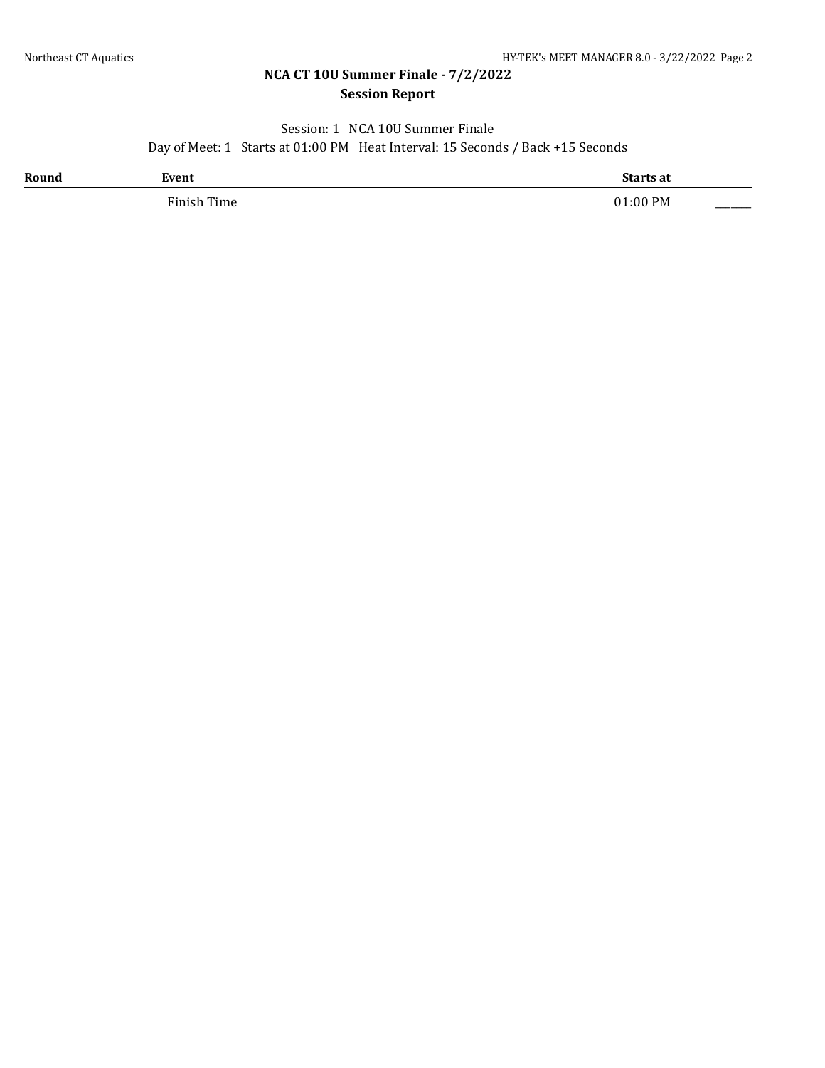# NCA CT 10U Summer Finale - 7/2/2022

## Session Report

Session: 1 NCA 10U Summer Finale

Day of Meet: 1 Starts at 01:00 PM Heat Interval: 15 Seconds / Back +15 Seconds

| Round | Event | Starts at | |
|---|---|---|---|
| | Finish Time | 01:00 PM | ______ |